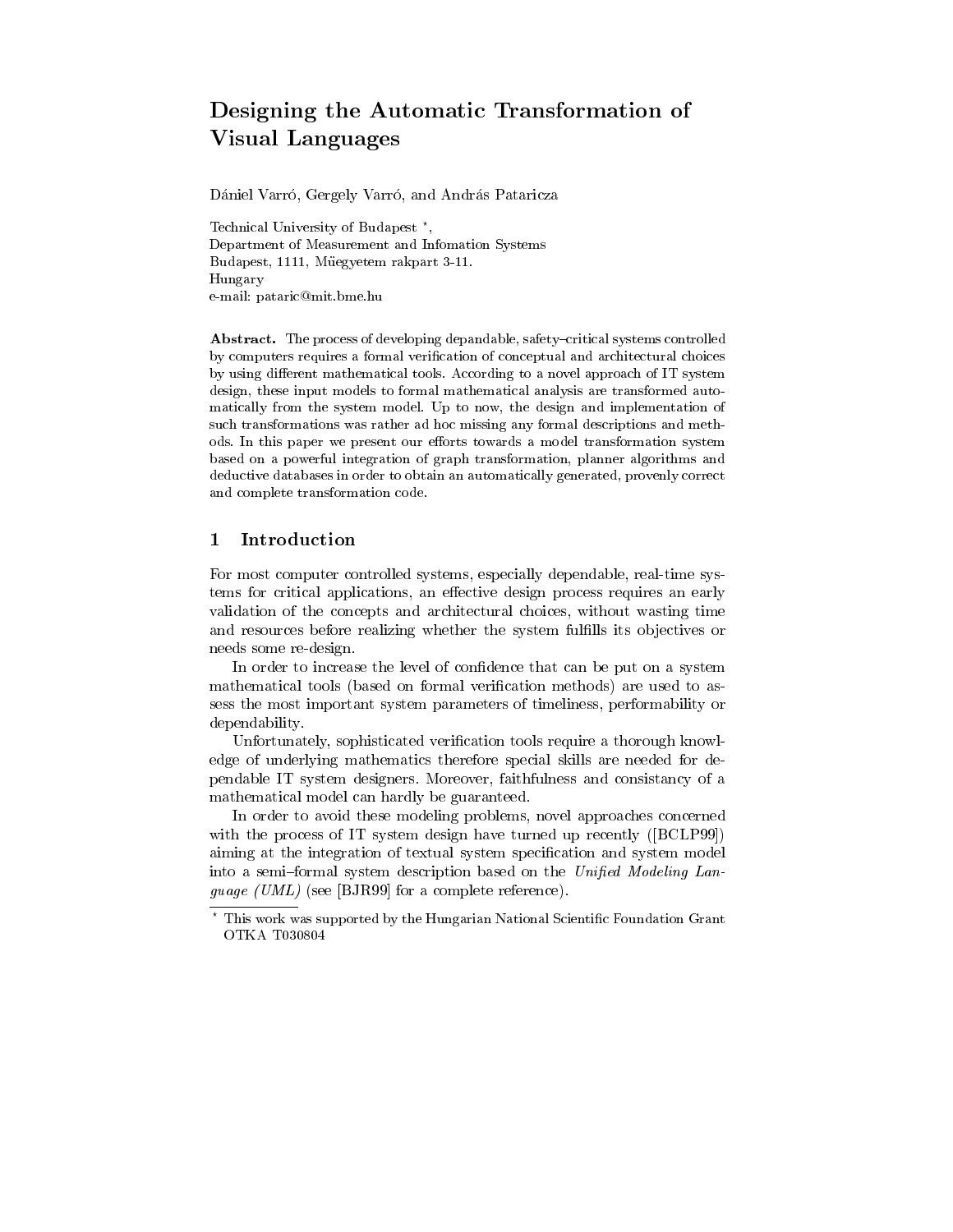# Designing the Automatic Transformation of Visual Languages

Dániel Varró, Gergely Varró, and András Pataricza

Technical University of Budapest [*],
Department of Measurement and Infomation Systems
Budapest, 1111, Műegyetem rakpart 3-11.
Hungary
e-mail: pataric@mit.bme.hu

**Abstract.** The process of developing dependable, safety–critical systems controlled by computers requires a formal verification of conceptual and architectural choices by using different mathematical tools. According to a novel approach of IT system design, these input models to formal mathematical analysis are transformed automatically from the system model. Up to now, the design and implementation of such transformations was rather ad hoc missing any formal descriptions and methods. In this paper we present our efforts towards a model transformation system based on a powerful integration of graph transformation, planner algorithms and deductive databases in order to obtain an automatically generated, provenly correct and complete transformation code.

## 1 Introduction

For most computer controlled systems, especially dependable, real-time systems for critical applications, an effective design process requires an early validation of the concepts and architectural choices, without wasting time and resources before realizing whether the system fulfills its objectives or needs some re-design.

In order to increase the level of confidence that can be put on a system mathematical tools (based on formal verification methods) are used to assess the most important system parameters of timeliness, performability or dependability.

Unfortunately, sophisticated verification tools require a thorough knowledge of underlying mathematics therefore special skills are needed for dependable IT system designers. Moreover, faithfulness and consistancy of a mathematical model can hardly be guaranteed.

In order to avoid these modeling problems, novel approaches concerned with the process of IT system design have turned up recently ([BCLP99]) aiming at the integration of textual system specification and system model into a semi–formal system description based on the *Unified Modeling Language (UML)* (see [BJR99] for a complete reference).

[*] This work was supported by the Hungarian National Scientific Foundation Grant OTKA T030804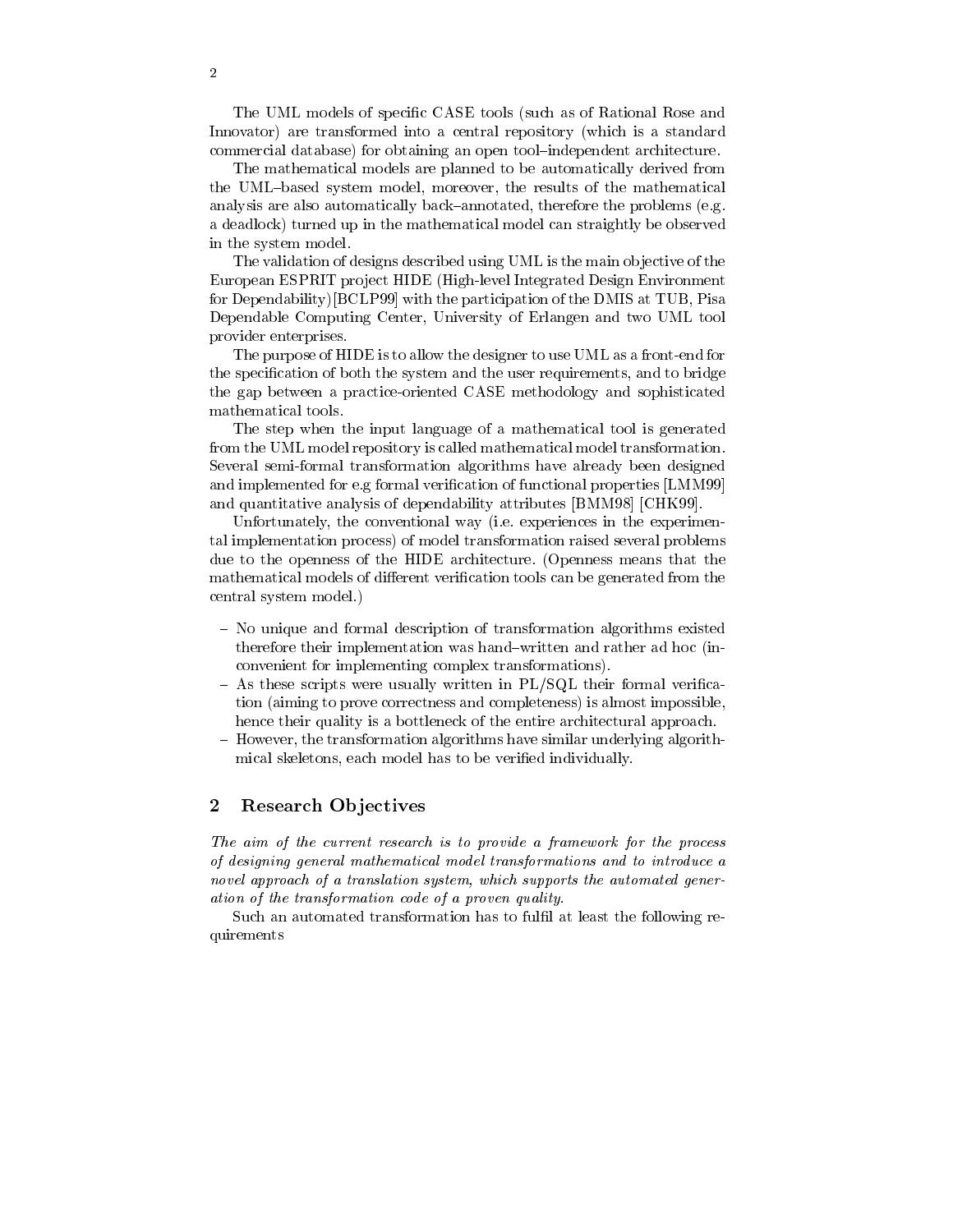The UML models of specific CASE tools (such as of Rational Rose and Innovator) are transformed into a central repository (which is a standard commercial database) for obtaining an open tool–independent architecture.

The mathematical models are planned to be automatically derived from the UML–based system model, moreover, the results of the mathematical analysis are also automatically back–annotated, therefore the problems (e.g. a deadlock) turned up in the mathematical model can straightly be observed in the system model.

The validation of designs described using UML is the main objective of the European ESPRIT project HIDE (High-level Integrated Design Environment for Dependability)[BCLP99] with the participation of the DMIS at TUB, Pisa Dependable Computing Center, University of Erlangen and two UML tool provider enterprises.

The purpose of HIDE is to allow the designer to use UML as a front-end for the specification of both the system and the user requirements, and to bridge the gap between a practice-oriented CASE methodology and sophisticated mathematical tools.

The step when the input language of a mathematical tool is generated from the UML model repository is called mathematical model transformation. Several semi-formal transformation algorithms have already been designed and implemented for e.g formal verification of functional properties [LMM99] and quantitative analysis of dependability attributes [BMM98] [CHK99].

Unfortunately, the conventional way (i.e. experiences in the experimental implementation process) of model transformation raised several problems due to the openness of the HIDE architecture. (Openness means that the mathematical models of different verification tools can be generated from the central system model.)

- No unique and formal description of transformation algorithms existed therefore their implementation was hand–written and rather ad hoc (inconvenient for implementing complex transformations).
- As these scripts were usually written in PL/SQL their formal verification (aiming to prove correctness and completeness) is almost impossible, hence their quality is a bottleneck of the entire architectural approach.
- However, the transformation algorithms have similar underlying algorithmical skeletons, each model has to be verified individually.

## 2 Research Objectives

*The aim of the current research is to provide a framework for the process of designing general mathematical model transformations and to introduce a novel approach of a translation system, which supports the automated generation of the transformation code of a proven quality.*

Such an automated transformation has to fulfil at least the following requirements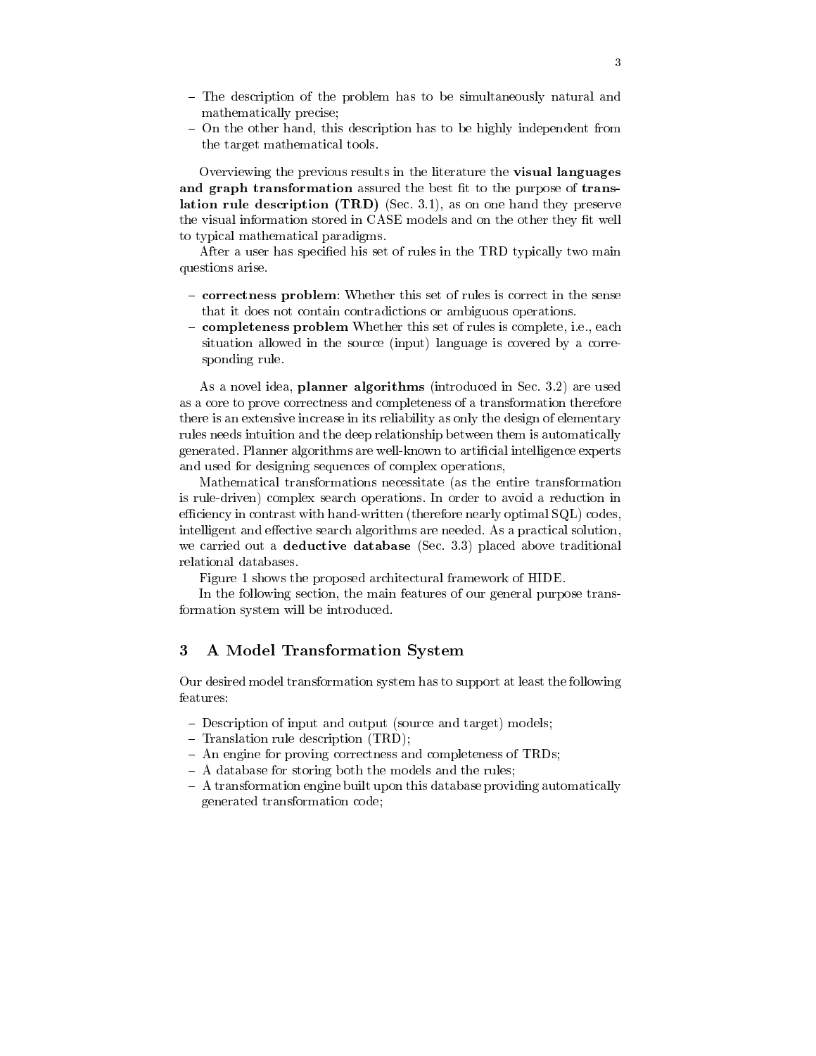- The description of the problem has to be simultaneously natural and mathematically precise;
- On the other hand, this description has to be highly independent from the target mathematical tools.

Overviewing the previous results in the literature the **visual languages and graph transformation** assured the best fit to the purpose of **translation rule description (TRD)** (Sec. 3.1), as on one hand they preserve the visual information stored in CASE models and on the other they fit well to typical mathematical paradigms.

After a user has specified his set of rules in the TRD typically two main questions arise.

- **correctness problem**: Whether this set of rules is correct in the sense that it does not contain contradictions or ambiguous operations.
- **completeness problem** Whether this set of rules is complete, i.e., each situation allowed in the source (input) language is covered by a corresponding rule.

As a novel idea, **planner algorithms** (introduced in Sec. 3.2) are used as a core to prove correctness and completeness of a transformation therefore there is an extensive increase in its reliability as only the design of elementary rules needs intuition and the deep relationship between them is automatically generated. Planner algorithms are well-known to artificial intelligence experts and used for designing sequences of complex operations,

Mathematical transformations necessitate (as the entire transformation is rule-driven) complex search operations. In order to avoid a reduction in efficiency in contrast with hand-written (therefore nearly optimal SQL) codes, intelligent and effective search algorithms are needed. As a practical solution, we carried out a **deductive database** (Sec. 3.3) placed above traditional relational databases.

Figure 1 shows the proposed architectural framework of HIDE.

In the following section, the main features of our general purpose transformation system will be introduced.

## 3 A Model Transformation System

Our desired model transformation system has to support at least the following features:

- Description of input and output (source and target) models;
- Translation rule description (TRD);
- An engine for proving correctness and completeness of TRDs;
- A database for storing both the models and the rules;
- A transformation engine built upon this database providing automatically generated transformation code;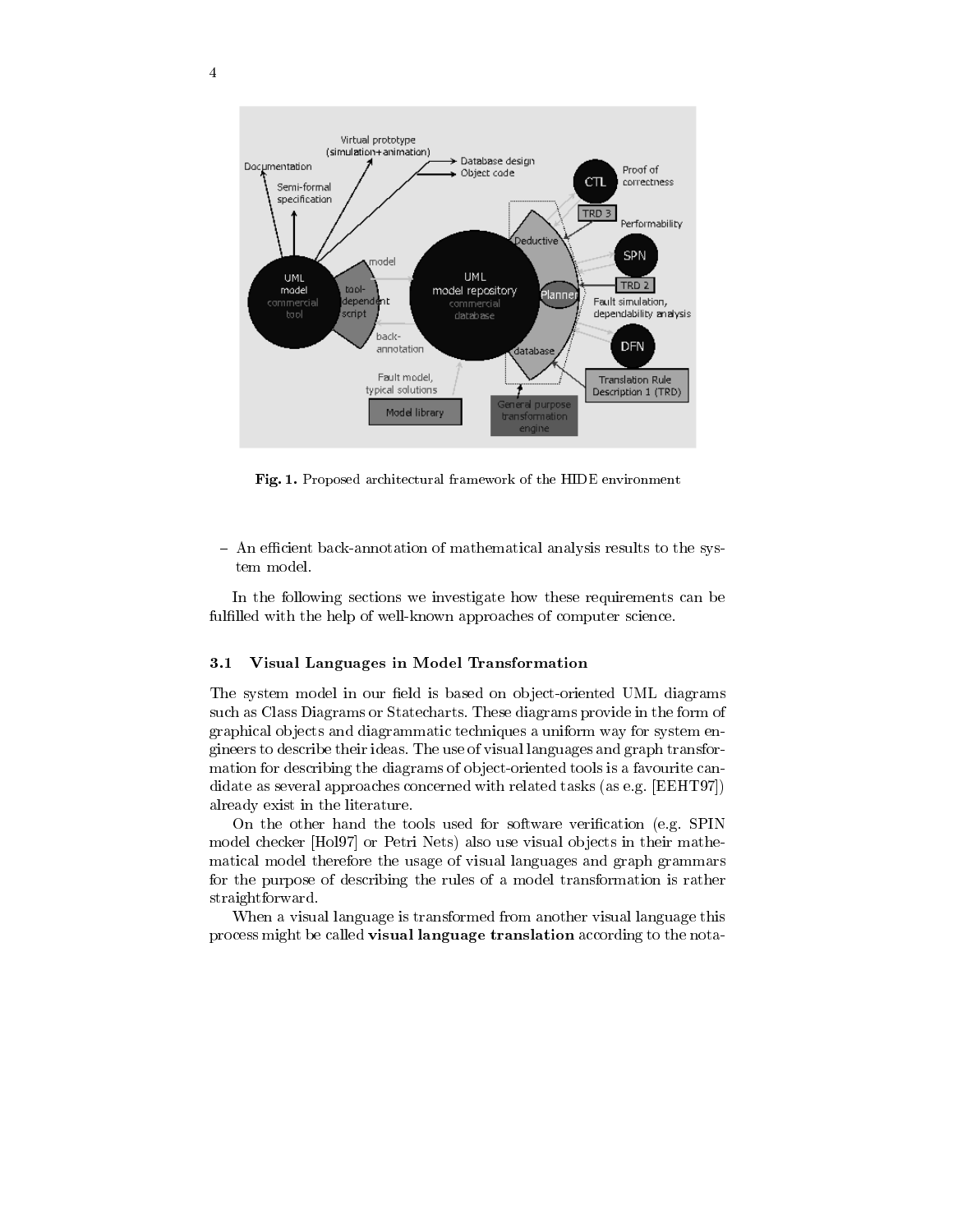Fig. 1. Proposed architectural framework of the HIDE environment

– An efficient back-annotation of mathematical analysis results to the system model.

In the following sections we investigate how these requirements can be fulfilled with the help of well-known approaches of computer science.

### 3.1 Visual Languages in Model Transformation

The system model in our field is based on object-oriented UML diagrams such as Class Diagrams or Statecharts. These diagrams provide in the form of graphical objects and diagrammatic techniques a uniform way for system engineers to describe their ideas. The use of visual languages and graph transformation for describing the diagrams of object-oriented tools is a favourite candidate as several approaches concerned with related tasks (as e.g. [EEHT97]) already exist in the literature.

On the other hand the tools used for software verification (e.g. SPIN model checker [Hol97] or Petri Nets) also use visual objects in their mathematical model therefore the usage of visual languages and graph grammars for the purpose of describing the rules of a model transformation is rather straightforward.

When a visual language is transformed from another visual language this process might be called **visual language translation** according to the nota-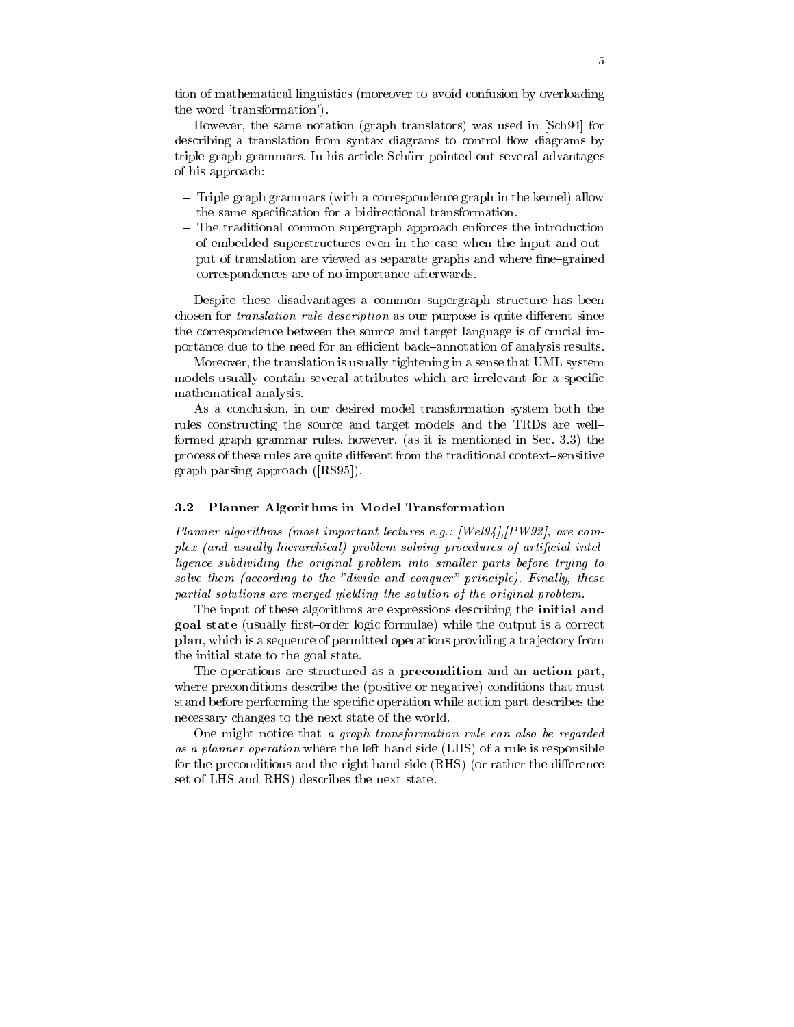tion of mathematical linguistics (moreover to avoid confusion by overloading the word 'transformation').

However, the same notation (graph translators) was used in [Sch94] for describing a translation from syntax diagrams to control flow diagrams by triple graph grammars. In his article Schürr pointed out several advantages of his approach:

- Triple graph grammars (with a correspondence graph in the kernel) allow the same specification for a bidirectional transformation.
- The traditional common supergraph approach enforces the introduction of embedded superstructures even in the case when the input and output of translation are viewed as separate graphs and where fine–grained correspondences are of no importance afterwards.

Despite these disadvantages a common supergraph structure has been chosen for *translation rule description* as our purpose is quite different since the correspondence between the source and target language is of crucial importance due to the need for an efficient back–annotation of analysis results.

Moreover, the translation is usually tightening in a sense that UML system models usually contain several attributes which are irrelevant for a specific mathematical analysis.

As a conclusion, in our desired model transformation system both the rules constructing the source and target models and the TRDs are well–formed graph grammar rules, however, (as it is mentioned in Sec. 3.3) the process of these rules are quite different from the traditional context–sensitive graph parsing approach ([RS95]).

### 3.2 Planner Algorithms in Model Transformation

*Planner algorithms (most important lectures e.g.: [Wel94],[PW92], are complex (and usually hierarchical) problem solving procedures of artificial intelligence subdividing the original problem into smaller parts before trying to solve them (according to the "divide and conquer" principle). Finally, these partial solutions are merged yielding the solution of the original problem.*

The input of these algorithms are expressions describing the **initial and goal state** (usually first–order logic formulae) while the output is a correct **plan**, which is a sequence of permitted operations providing a trajectory from the initial state to the goal state.

The operations are structured as a **precondition** and an **action** part, where preconditions describe the (positive or negative) conditions that must stand before performing the specific operation while action part describes the necessary changes to the next state of the world.

One might notice that *a graph transformation rule can also be regarded as a planner operation* where the left hand side (LHS) of a rule is responsible for the preconditions and the right hand side (RHS) (or rather the difference set of LHS and RHS) describes the next state.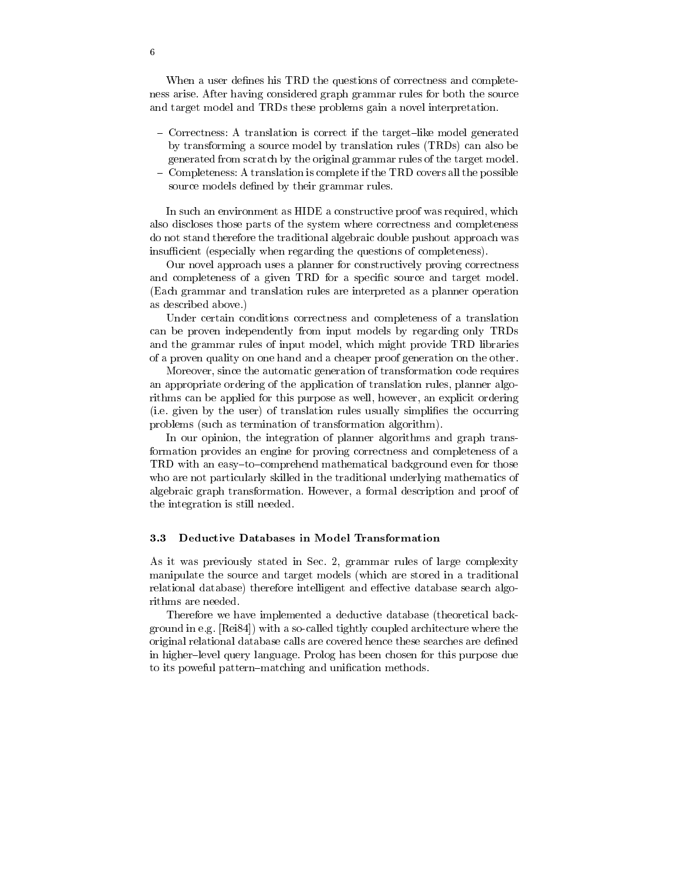When a user defines his TRD the questions of correctness and completeness arise. After having considered graph grammar rules for both the source and target model and TRDs these problems gain a novel interpretation.

- Correctness: A translation is correct if the target–like model generated by transforming a source model by translation rules (TRDs) can also be generated from scratch by the original grammar rules of the target model.
- Completeness: A translation is complete if the TRD covers all the possible source models defined by their grammar rules.

In such an environment as HIDE a constructive proof was required, which also discloses those parts of the system where correctness and completeness do not stand therefore the traditional algebraic double pushout approach was insufficient (especially when regarding the questions of completeness).

Our novel approach uses a planner for constructively proving correctness and completeness of a given TRD for a specific source and target model. (Each grammar and translation rules are interpreted as a planner operation as described above.)

Under certain conditions correctness and completeness of a translation can be proven independently from input models by regarding only TRDs and the grammar rules of input model, which might provide TRD libraries of a proven quality on one hand and a cheaper proof generation on the other.

Moreover, since the automatic generation of transformation code requires an appropriate ordering of the application of translation rules, planner algorithms can be applied for this purpose as well, however, an explicit ordering (i.e. given by the user) of translation rules usually simplifies the occurring problems (such as termination of transformation algorithm).

In our opinion, the integration of planner algorithms and graph transformation provides an engine for proving correctness and completeness of a TRD with an easy–to–comprehend mathematical background even for those who are not particularly skilled in the traditional underlying mathematics of algebraic graph transformation. However, a formal description and proof of the integration is still needed.

### 3.3 Deductive Databases in Model Transformation

As it was previously stated in Sec. 2, grammar rules of large complexity manipulate the source and target models (which are stored in a traditional relational database) therefore intelligent and effective database search algorithms are needed.

Therefore we have implemented a deductive database (theoretical background in e.g. [Rei84]) with a so-called tightly coupled architecture where the original relational database calls are covered hence these searches are defined in higher–level query language. Prolog has been chosen for this purpose due to its poweful pattern–matching and unification methods.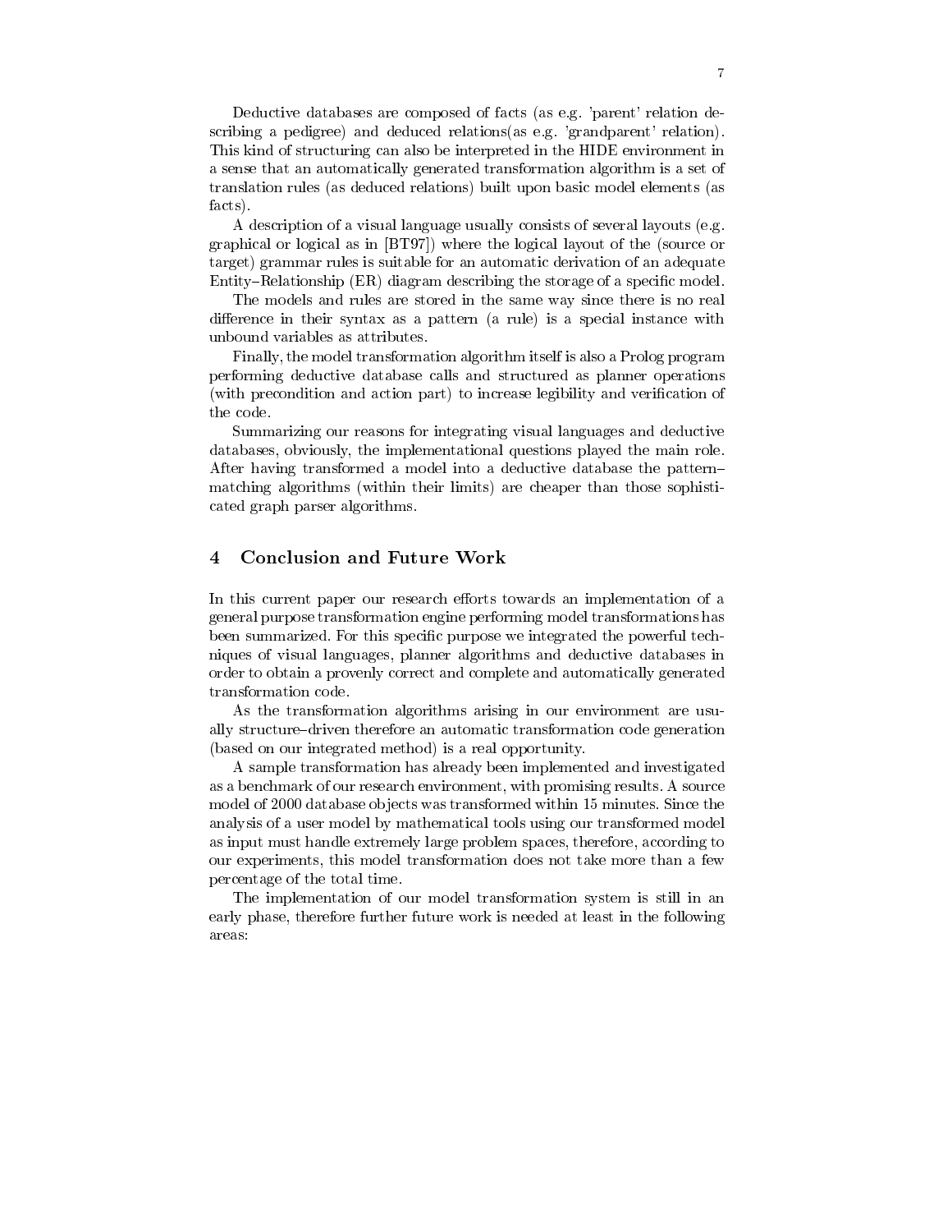Deductive databases are composed of facts (as e.g. 'parent' relation describing a pedigree) and deduced relations(as e.g. 'grandparent' relation). This kind of structuring can also be interpreted in the HIDE environment in a sense that an automatically generated transformation algorithm is a set of translation rules (as deduced relations) built upon basic model elements (as facts).

A description of a visual language usually consists of several layouts (e.g. graphical or logical as in [BT97]) where the logical layout of the (source or target) grammar rules is suitable for an automatic derivation of an adequate Entity–Relationship (ER) diagram describing the storage of a specific model.

The models and rules are stored in the same way since there is no real difference in their syntax as a pattern (a rule) is a special instance with unbound variables as attributes.

Finally, the model transformation algorithm itself is also a Prolog program performing deductive database calls and structured as planner operations (with precondition and action part) to increase legibility and verification of the code.

Summarizing our reasons for integrating visual languages and deductive databases, obviously, the implementational questions played the main role. After having transformed a model into a deductive database the pattern–matching algorithms (within their limits) are cheaper than those sophisticated graph parser algorithms.

## 4 Conclusion and Future Work

In this current paper our research efforts towards an implementation of a general purpose transformation engine performing model transformations has been summarized. For this specific purpose we integrated the powerful techniques of visual languages, planner algorithms and deductive databases in order to obtain a provenly correct and complete and automatically generated transformation code.

As the transformation algorithms arising in our environment are usually structure–driven therefore an automatic transformation code generation (based on our integrated method) is a real opportunity.

A sample transformation has already been implemented and investigated as a benchmark of our research environment, with promising results. A source model of 2000 database objects was transformed within 15 minutes. Since the analysis of a user model by mathematical tools using our transformed model as input must handle extremely large problem spaces, therefore, according to our experiments, this model transformation does not take more than a few percentage of the total time.

The implementation of our model transformation system is still in an early phase, therefore further future work is needed at least in the following areas: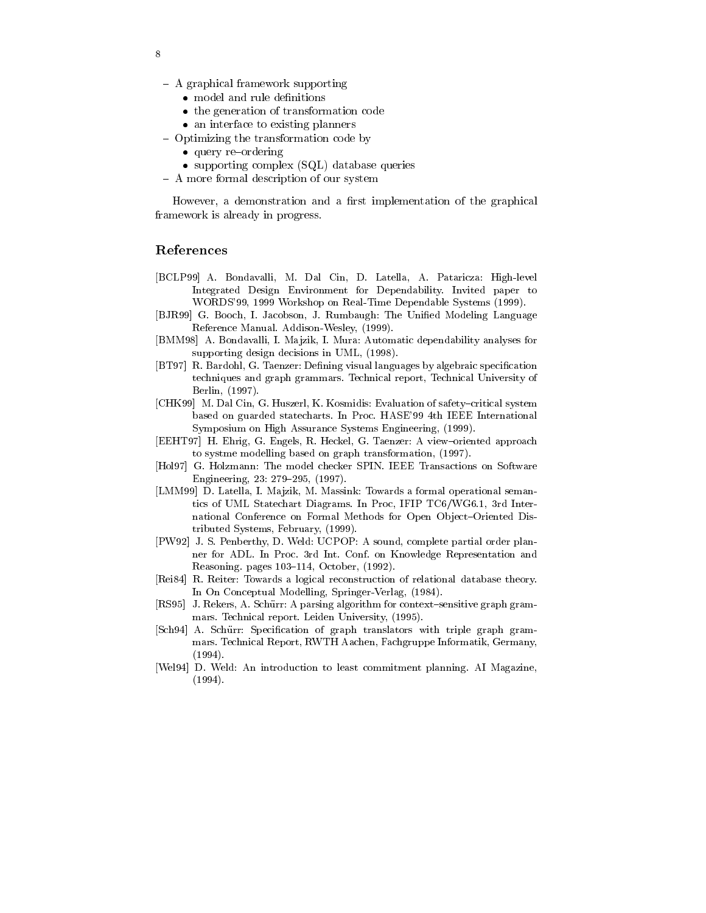- A graphical framework supporting
  - model and rule definitions
  - the generation of transformation code
  - an interface to existing planners
- Optimizing the transformation code by
  - query re–ordering
  - supporting complex (SQL) database queries
- A more formal description of our system

However, a demonstration and a first implementation of the graphical framework is already in progress.

## References

[BCLP99] A. Bondavalli, M. Dal Cin, D. Latella, A. Pataricza: High-level Integrated Design Environment for Dependability. Invited paper to WORDS'99, 1999 Workshop on Real-Time Dependable Systems (1999).

[BJR99] G. Booch, I. Jacobson, J. Rumbaugh: The Unified Modeling Language Reference Manual. Addison-Wesley, (1999).

[BMM98] A. Bondavalli, I. Majzik, I. Mura: Automatic dependability analyses for supporting design decisions in UML, (1998).

[BT97] R. Bardohl, G. Taenzer: Defining visual languages by algebraic specification techniques and graph grammars. Technical report, Technical University of Berlin, (1997).

[CHK99] M. Dal Cin, G. Huszerl, K. Kosmidis: Evaluation of safety–critical system based on guarded statecharts. In Proc. HASE'99 4th IEEE International Symposium on High Assurance Systems Engineering, (1999).

[EEHT97] H. Ehrig, G. Engels, R. Heckel, G. Taenzer: A view–oriented approach to systme modelling based on graph transformation, (1997).

[Hol97] G. Holzmann: The model checker SPIN. IEEE Transactions on Software Engineering, 23: 279–295, (1997).

[LMM99] D. Latella, I. Majzik, M. Massink: Towards a formal operational semantics of UML Statechart Diagrams. In Proc, IFIP TC6/WG6.1, 3rd International Conference on Formal Methods for Open Object–Oriented Distributed Systems, February, (1999).

[PW92] J. S. Penberthy, D. Weld: UCPOP: A sound, complete partial order planner for ADL. In Proc. 3rd Int. Conf. on Knowledge Representation and Reasoning. pages 103–114, October, (1992).

[Rei84] R. Reiter: Towards a logical reconstruction of relational database theory. In On Conceptual Modelling, Springer-Verlag, (1984).

[RS95] J. Rekers, A. Schürr: A parsing algorithm for context–sensitive graph grammars. Technical report. Leiden University, (1995).

[Sch94] A. Schürr: Specification of graph translators with triple graph grammars. Technical Report, RWTH Aachen, Fachgruppe Informatik, Germany, (1994).

[Wel94] D. Weld: An introduction to least commitment planning. AI Magazine, (1994).